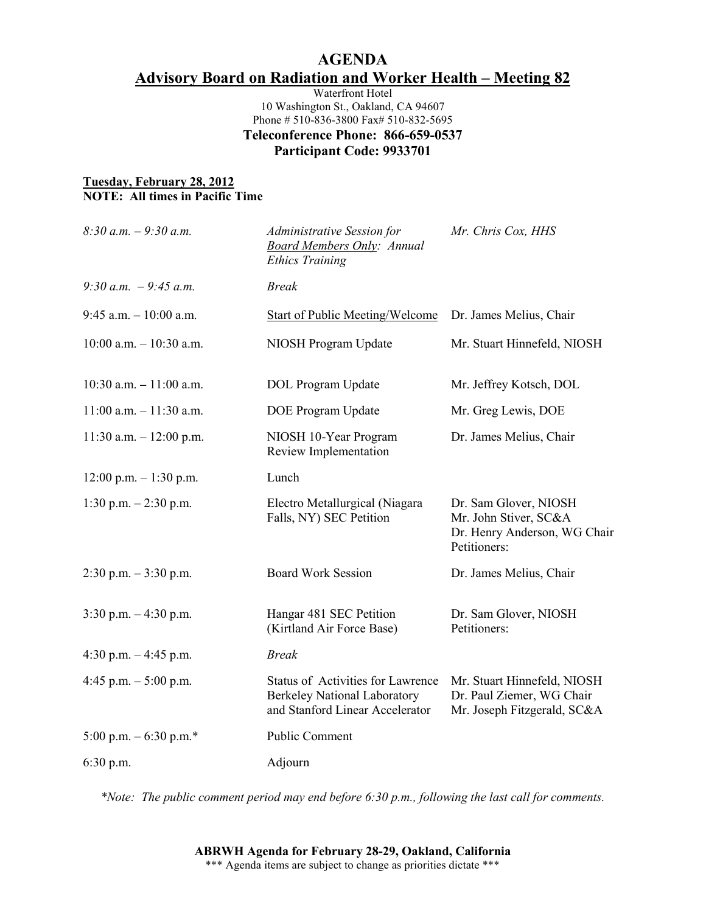# AGENDA

## Advisory Board on Radiation and Worker Health – Meeting 82

Waterfront Hotel
10 Washington St., Oakland, CA 94607
Phone # 510-836-3800 Fax# 510-832-5695

**Teleconference Phone: 866-659-0537**
**Participant Code: 9933701**

**Tuesday, February 28, 2012**
**NOTE: All times in Pacific Time**

| | | |
|---|---|---|
| *8:30 a.m. – 9:30 a.m.* | *Administrative Session for Board Members Only: Annual Ethics Training* | *Mr. Chris Cox, HHS* |
| *9:30 a.m. – 9:45 a.m.* | *Break* | |
| 9:45 a.m. – 10:00 a.m. | Start of Public Meeting/Welcome | Dr. James Melius, Chair |
| 10:00 a.m. – 10:30 a.m. | NIOSH Program Update | Mr. Stuart Hinnefeld, NIOSH |
| 10:30 a.m. – 11:00 a.m. | DOL Program Update | Mr. Jeffrey Kotsch, DOL |
| 11:00 a.m. – 11:30 a.m. | DOE Program Update | Mr. Greg Lewis, DOE |
| 11:30 a.m. – 12:00 p.m. | NIOSH 10-Year Program Review Implementation | Dr. James Melius, Chair |
| 12:00 p.m. – 1:30 p.m. | Lunch | |
| 1:30 p.m. – 2:30 p.m. | Electro Metallurgical (Niagara Falls, NY) SEC Petition | Dr. Sam Glover, NIOSH<br>Mr. John Stiver, SC&A<br>Dr. Henry Anderson, WG Chair<br>Petitioners: |
| 2:30 p.m. – 3:30 p.m. | Board Work Session | Dr. James Melius, Chair |
| 3:30 p.m. – 4:30 p.m. | Hangar 481 SEC Petition (Kirtland Air Force Base) | Dr. Sam Glover, NIOSH<br>Petitioners: |
| 4:30 p.m. – 4:45 p.m. | *Break* | |
| 4:45 p.m. – 5:00 p.m. | Status of Activities for Lawrence Berkeley National Laboratory and Stanford Linear Accelerator | Mr. Stuart Hinnefeld, NIOSH<br>Dr. Paul Ziemer, WG Chair<br>Mr. Joseph Fitzgerald, SC&A |
| 5:00 p.m. – 6:30 p.m.* | Public Comment | |
| 6:30 p.m. | Adjourn | |

*\*Note: The public comment period may end before 6:30 p.m., following the last call for comments.*

**ABRWH Agenda for February 28-29, Oakland, California**
*** Agenda items are subject to change as priorities dictate ***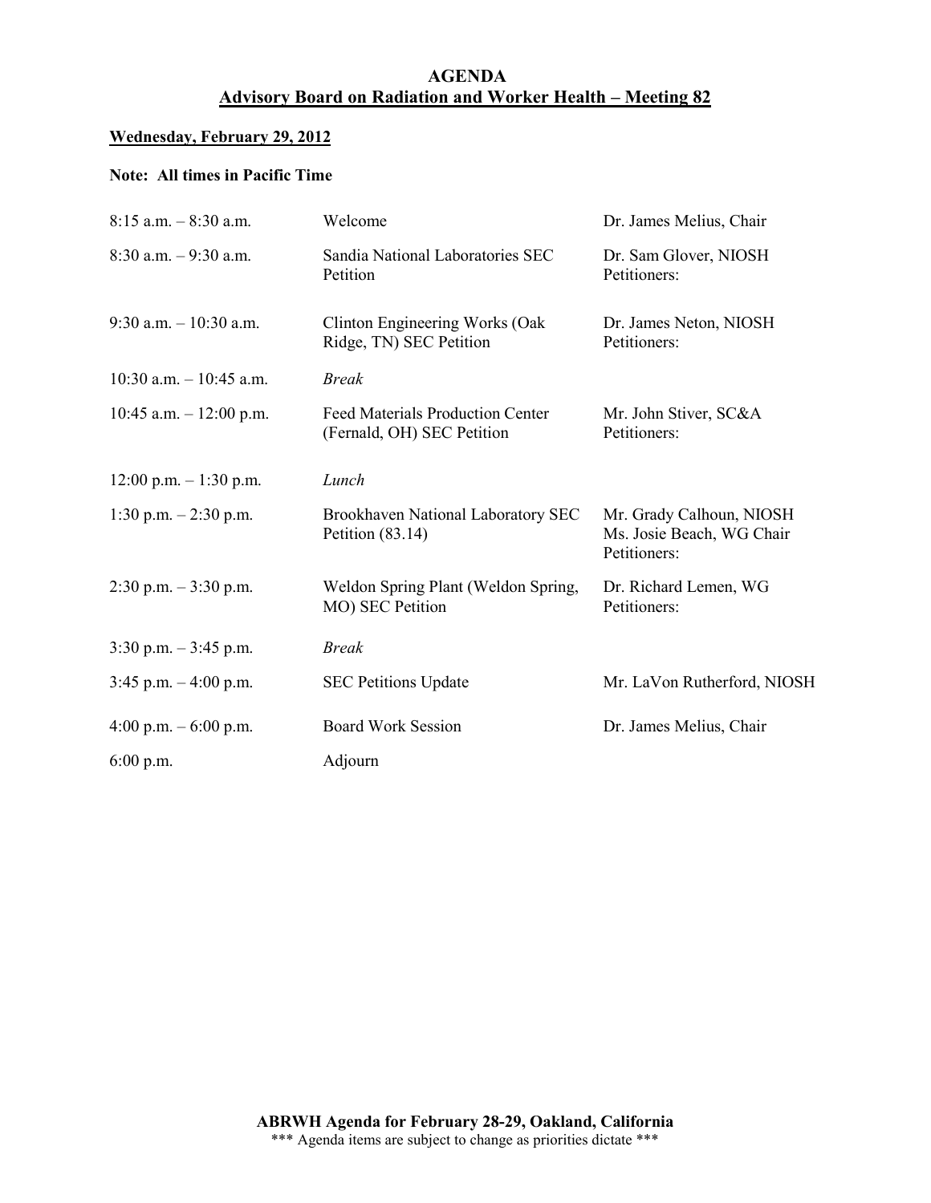**AGENDA**
**Advisory Board on Radiation and Worker Health – Meeting 82**

**Wednesday, February 29, 2012**

**Note: All times in Pacific Time**

| | | |
|---|---|---|
| 8:15 a.m. – 8:30 a.m. | Welcome | Dr. James Melius, Chair |
| 8:30 a.m. – 9:30 a.m. | Sandia National Laboratories SEC Petition | Dr. Sam Glover, NIOSH<br>Petitioners: |
| 9:30 a.m. – 10:30 a.m. | Clinton Engineering Works (Oak Ridge, TN) SEC Petition | Dr. James Neton, NIOSH<br>Petitioners: |
| 10:30 a.m. – 10:45 a.m. | *Break* | |
| 10:45 a.m. – 12:00 p.m. | Feed Materials Production Center (Fernald, OH) SEC Petition | Mr. John Stiver, SC&A<br>Petitioners: |
| 12:00 p.m. – 1:30 p.m. | *Lunch* | |
| 1:30 p.m. – 2:30 p.m. | Brookhaven National Laboratory SEC Petition (83.14) | Mr. Grady Calhoun, NIOSH<br>Ms. Josie Beach, WG Chair<br>Petitioners: |
| 2:30 p.m. – 3:30 p.m. | Weldon Spring Plant (Weldon Spring, MO) SEC Petition | Dr. Richard Lemen, WG<br>Petitioners: |
| 3:30 p.m. – 3:45 p.m. | *Break* | |
| 3:45 p.m. – 4:00 p.m. | SEC Petitions Update | Mr. LaVon Rutherford, NIOSH |
| 4:00 p.m. – 6:00 p.m. | Board Work Session | Dr. James Melius, Chair |
| 6:00 p.m. | Adjourn | |

**ABRWH Agenda for February 28-29, Oakland, California**
*** Agenda items are subject to change as priorities dictate ***